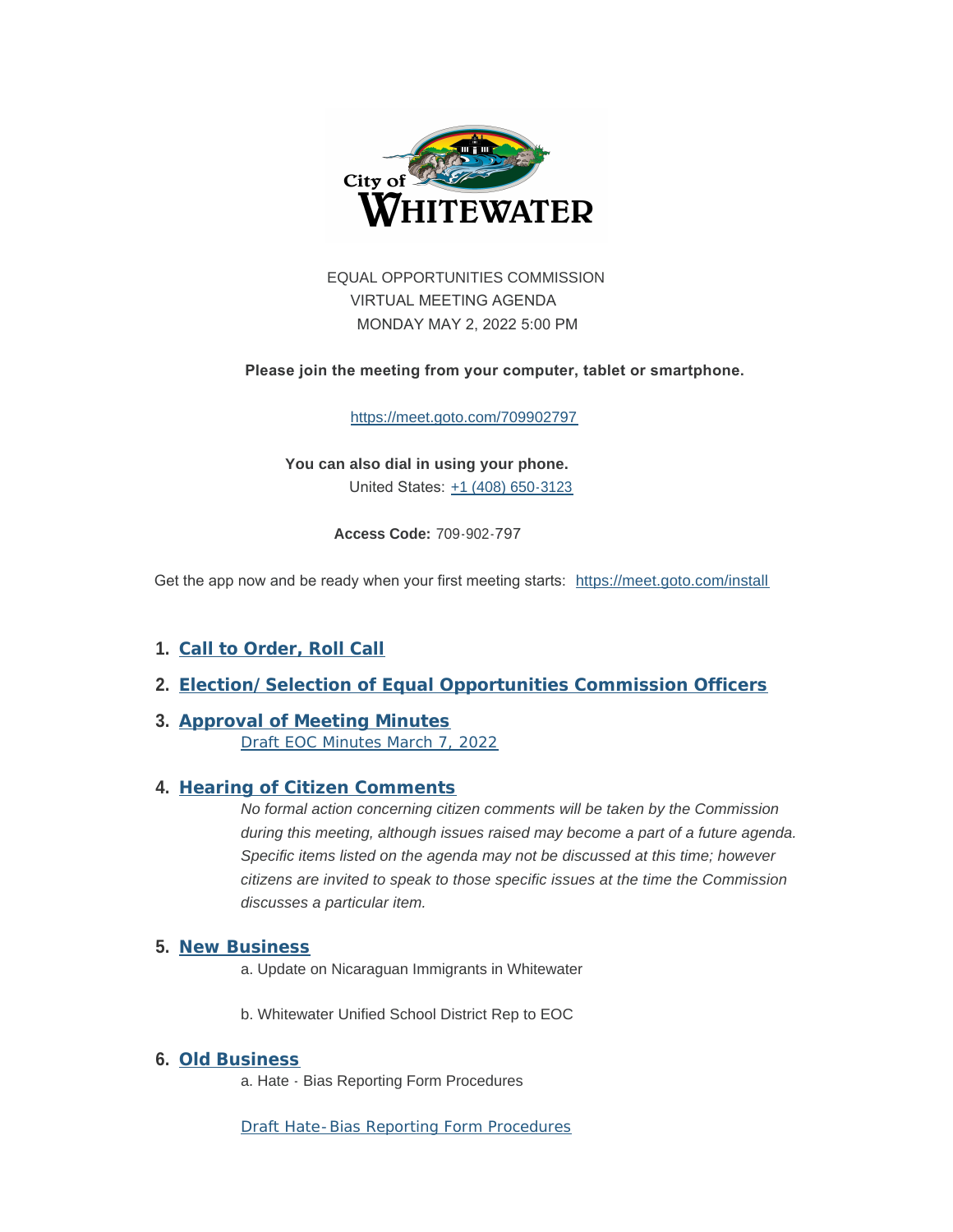City of WHITEWATER

EQUAL OPPORTUNITIES COMMISSION
VIRTUAL MEETING AGENDA
MONDAY MAY 2, 2022 5:00 PM

**Please join the meeting from your computer, tablet or smartphone.**

https://meet.goto.com/709902797

**You can also dial in using your phone.**
United States: +1 (408) 650-3123

**Access Code:** 709-902-797

Get the app now and be ready when your first meeting starts: https://meet.goto.com/install

1. **Call to Order, Roll Call**

2. **Election/ Selection of Equal Opportunities Commission Officers**

3. **Approval of Meeting Minutes**

   Draft EOC Minutes March 7, 2022

4. **Hearing of Citizen Comments**

   *No formal action concerning citizen comments will be taken by the Commission during this meeting, although issues raised may become a part of a future agenda. Specific items listed on the agenda may not be discussed at this time; however citizens are invited to speak to those specific issues at the time the Commission discusses a particular item.*

5. **New Business**

   a. Update on Nicaraguan Immigrants in Whitewater

   b. Whitewater Unified School District Rep to EOC

6. **Old Business**

   a. Hate - Bias Reporting Form Procedures

   Draft Hate-Bias Reporting Form Procedures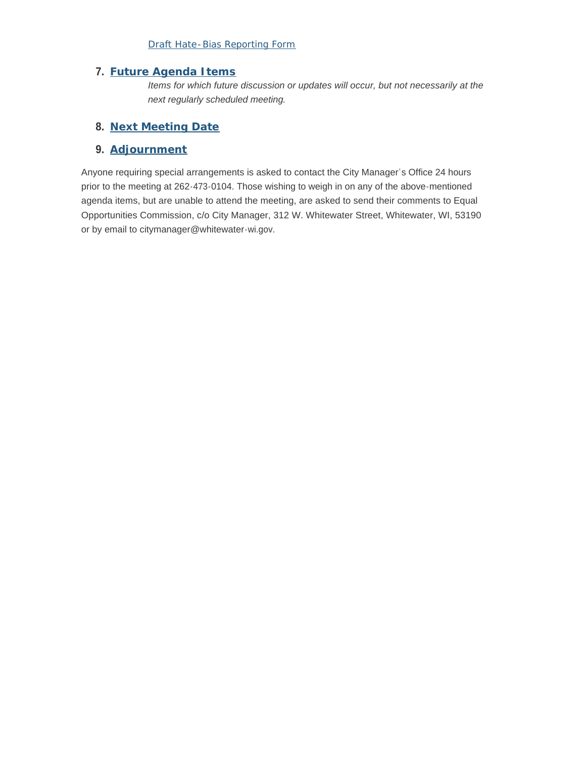Draft Hate-Bias Reporting Form

7. **Future Agenda Items**

   *Items for which future discussion or updates will occur, but not necessarily at the next regularly scheduled meeting.*

8. **Next Meeting Date**

9. **Adjournment**

Anyone requiring special arrangements is asked to contact the City Manager's Office 24 hours prior to the meeting at 262-473-0104. Those wishing to weigh in on any of the above-mentioned agenda items, but are unable to attend the meeting, are asked to send their comments to Equal Opportunities Commission, c/o City Manager, 312 W. Whitewater Street, Whitewater, WI, 53190 or by email to citymanager@whitewater-wi.gov.